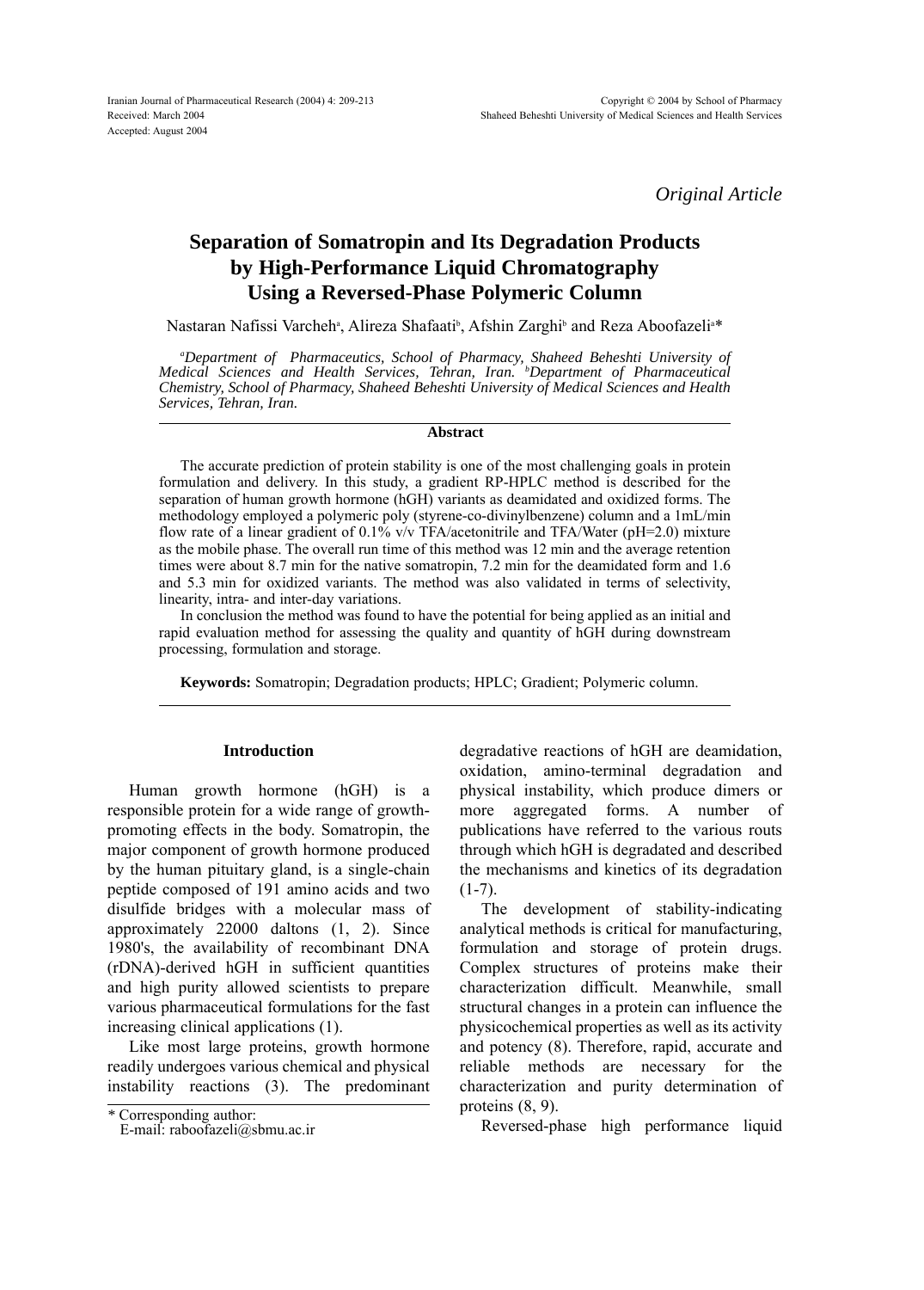*Original Article*

# Separation of Somatropin and Its Degradation Products by High-Performance Liquid Chromatography Using a Reversed-Phase Polymeric Column

Nastaran Nafissi Varcheh[a], Alireza Shafaati[b], Afshin Zarghi[b] and Reza Aboofazeli[a]*

[a]*Department of Pharmaceutics, School of Pharmacy, Shaheed Beheshti University of Medical Sciences and Health Services, Tehran, Iran.* [b]*Department of Pharmaceutical Chemistry, School of Pharmacy, Shaheed Beheshti University of Medical Sciences and Health Services, Tehran, Iran.*

## Abstract

The accurate prediction of protein stability is one of the most challenging goals in protein formulation and delivery. In this study, a gradient RP-HPLC method is described for the separation of human growth hormone (hGH) variants as deamidated and oxidized forms. The methodology employed a polymeric poly (styrene-co-divinylbenzene) column and a 1mL/min flow rate of a linear gradient of 0.1% v/v TFA/acetonitrile and TFA/Water (pH=2.0) mixture as the mobile phase. The overall run time of this method was 12 min and the average retention times were about 8.7 min for the native somatropin, 7.2 min for the deamidated form and 1.6 and 5.3 min for oxidized variants. The method was also validated in terms of selectivity, linearity, intra- and inter-day variations.

In conclusion the method was found to have the potential for being applied as an initial and rapid evaluation method for assessing the quality and quantity of hGH during downstream processing, formulation and storage.

**Keywords:** Somatropin; Degradation products; HPLC; Gradient; Polymeric column.

## Introduction

Human growth hormone (hGH) is a responsible protein for a wide range of growth-promoting effects in the body. Somatropin, the major component of growth hormone produced by the human pituitary gland, is a single-chain peptide composed of 191 amino acids and two disulfide bridges with a molecular mass of approximately 22000 daltons (1, 2). Since 1980's, the availability of recombinant DNA (rDNA)-derived hGH in sufficient quantities and high purity allowed scientists to prepare various pharmaceutical formulations for the fast increasing clinical applications (1).

Like most large proteins, growth hormone readily undergoes various chemical and physical instability reactions (3). The predominant degradative reactions of hGH are deamidation, oxidation, amino-terminal degradation and physical instability, which produce dimers or more aggregated forms. A number of publications have referred to the various routs through which hGH is degradated and described the mechanisms and kinetics of its degradation (1-7).

The development of stability-indicating analytical methods is critical for manufacturing, formulation and storage of protein drugs. Complex structures of proteins make their characterization difficult. Meanwhile, small structural changes in a protein can influence the physicochemical properties as well as its activity and potency (8). Therefore, rapid, accurate and reliable methods are necessary for the characterization and purity determination of proteins (8, 9).

Reversed-phase high performance liquid

\* Corresponding author:
E-mail: raboofazeli@sbmu.ac.ir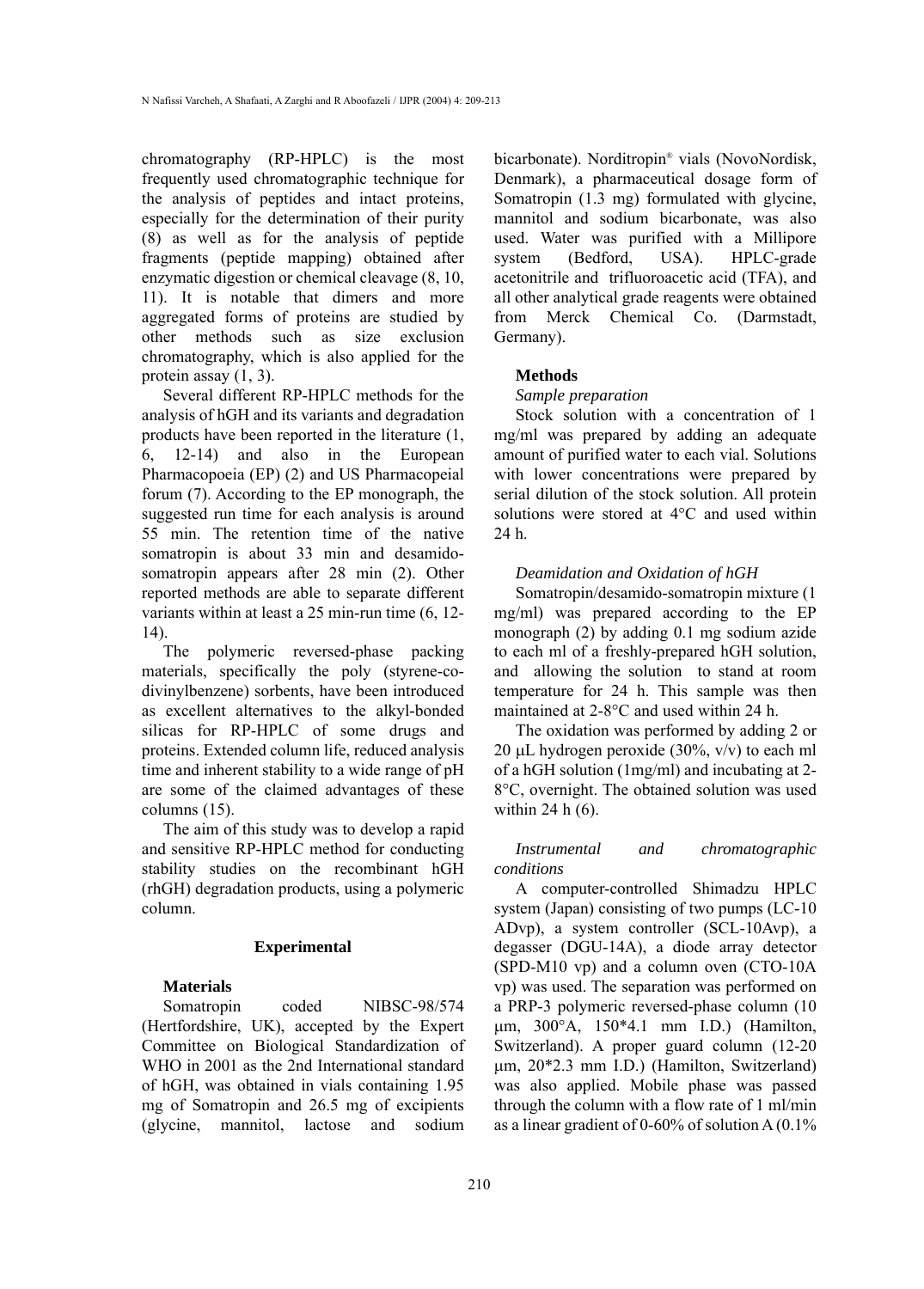chromatography (RP-HPLC) is the most frequently used chromatographic technique for the analysis of peptides and intact proteins, especially for the determination of their purity (8) as well as for the analysis of peptide fragments (peptide mapping) obtained after enzymatic digestion or chemical cleavage (8, 10, 11). It is notable that dimers and more aggregated forms of proteins are studied by other methods such as size exclusion chromatography, which is also applied for the protein assay (1, 3).

Several different RP-HPLC methods for the analysis of hGH and its variants and degradation products have been reported in the literature (1, 6, 12-14) and also in the European Pharmacopoeia (EP) (2) and US Pharmacopeial forum (7). According to the EP monograph, the suggested run time for each analysis is around 55 min. The retention time of the native somatropin is about 33 min and desamido-somatropin appears after 28 min (2). Other reported methods are able to separate different variants within at least a 25 min-run time (6, 12-14).

The polymeric reversed-phase packing materials, specifically the poly (styrene-co-divinylbenzene) sorbents, have been introduced as excellent alternatives to the alkyl-bonded silicas for RP-HPLC of some drugs and proteins. Extended column life, reduced analysis time and inherent stability to a wide range of pH are some of the claimed advantages of these columns (15).

The aim of this study was to develop a rapid and sensitive RP-HPLC method for conducting stability studies on the recombinant hGH (rhGH) degradation products, using a polymeric column.

## Experimental

### Materials

Somatropin coded NIBSC-98/574 (Hertfordshire, UK), accepted by the Expert Committee on Biological Standardization of WHO in 2001 as the 2nd International standard of hGH, was obtained in vials containing 1.95 mg of Somatropin and 26.5 mg of excipients (glycine, mannitol, lactose and sodium bicarbonate). Norditropin® vials (NovoNordisk, Denmark), a pharmaceutical dosage form of Somatropin (1.3 mg) formulated with glycine, mannitol and sodium bicarbonate, was also used. Water was purified with a Millipore system (Bedford, USA). HPLC-grade acetonitrile and trifluoroacetic acid (TFA), and all other analytical grade reagents were obtained from Merck Chemical Co. (Darmstadt, Germany).

### Methods

*Sample preparation*

Stock solution with a concentration of 1 mg/ml was prepared by adding an adequate amount of purified water to each vial. Solutions with lower concentrations were prepared by serial dilution of the stock solution. All protein solutions were stored at 4°C and used within 24 h.

*Deamidation and Oxidation of hGH*

Somatropin/desamido-somatropin mixture (1 mg/ml) was prepared according to the EP monograph (2) by adding 0.1 mg sodium azide to each ml of a freshly-prepared hGH solution, and allowing the solution to stand at room temperature for 24 h. This sample was then maintained at 2-8°C and used within 24 h.

The oxidation was performed by adding 2 or 20 μL hydrogen peroxide (30%, v/v) to each ml of a hGH solution (1mg/ml) and incubating at 2-8°C, overnight. The obtained solution was used within 24 h (6).

*Instrumental and chromatographic conditions*

A computer-controlled Shimadzu HPLC system (Japan) consisting of two pumps (LC-10 ADvp), a system controller (SCL-10Avp), a degasser (DGU-14A), a diode array detector (SPD-M10 vp) and a column oven (CTO-10A vp) was used. The separation was performed on a PRP-3 polymeric reversed-phase column (10 μm, 300°A, 150*4.1 mm I.D.) (Hamilton, Switzerland). A proper guard column (12-20 μm, 20*2.3 mm I.D.) (Hamilton, Switzerland) was also applied. Mobile phase was passed through the column with a flow rate of 1 ml/min as a linear gradient of 0-60% of solution A (0.1%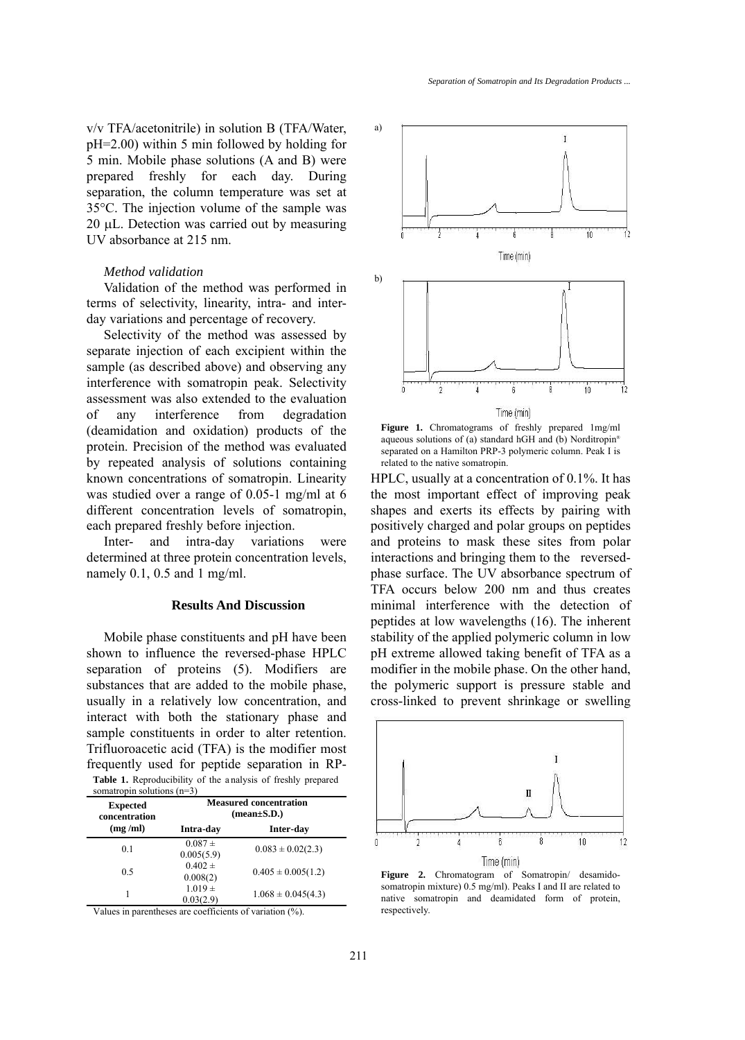v/v TFA/acetonitrile) in solution B (TFA/Water, pH=2.00) within 5 min followed by holding for 5 min. Mobile phase solutions (A and B) were prepared freshly for each day. During separation, the column temperature was set at 35°C. The injection volume of the sample was 20 μL. Detection was carried out by measuring UV absorbance at 215 nm.

### *Method validation*

Validation of the method was performed in terms of selectivity, linearity, intra- and inter-day variations and percentage of recovery.

Selectivity of the method was assessed by separate injection of each excipient within the sample (as described above) and observing any interference with somatropin peak. Selectivity assessment was also extended to the evaluation of any interference from degradation (deamidation and oxidation) products of the protein. Precision of the method was evaluated by repeated analysis of solutions containing known concentrations of somatropin. Linearity was studied over a range of 0.05-1 mg/ml at 6 different concentration levels of somatropin, each prepared freshly before injection.

Inter- and intra-day variations were determined at three protein concentration levels, namely 0.1, 0.5 and 1 mg/ml.

## Results And Discussion

Mobile phase constituents and pH have been shown to influence the reversed-phase HPLC separation of proteins (5). Modifiers are substances that are added to the mobile phase, usually in a relatively low concentration, and interact with both the stationary phase and sample constituents in order to alter retention. Trifluoroacetic acid (TFA) is the modifier most frequently used for peptide separation in RP-HPLC, usually at a concentration of 0.1%. It has the most important effect of improving peak shapes and exerts its effects by pairing with positively charged and polar groups on peptides and proteins to mask these sites from polar interactions and bringing them to the reversed-phase surface. The UV absorbance spectrum of TFA occurs below 200 nm and thus creates minimal interference with the detection of peptides at low wavelengths (16). The inherent stability of the applied polymeric column in low pH extreme allowed taking benefit of TFA as a modifier in the mobile phase. On the other hand, the polymeric support is pressure stable and cross-linked to prevent shrinkage or swelling

**Table 1.** Reproducibility of the analysis of freshly prepared somatropin solutions (n=3)

| Expected concentration (mg /ml) | Measured concentration (mean±S.D.) | |
|---|---|---|
| | Intra-day | Inter-day |
| 0.1 | 0.087 ± 0.005(5.9) | 0.083 ± 0.02(2.3) |
| 0.5 | 0.402 ± 0.008(2) | 0.405 ± 0.005(1.2) |
| 1 | 1.019 ± 0.03(2.9) | 1.068 ± 0.045(4.3) |

Values in parentheses are coefficients of variation (%).

**Figure 1.** Chromatograms of freshly prepared 1mg/ml aqueous solutions of (a) standard hGH and (b) Norditropin® separated on a Hamilton PRP-3 polymeric column. Peak I is related to the native somatropin.

**Figure 2.** Chromatogram of Somatropin/ desamido-somatropin mixture) 0.5 mg/ml). Peaks I and II are related to native somatropin and deamidated form of protein, respectively.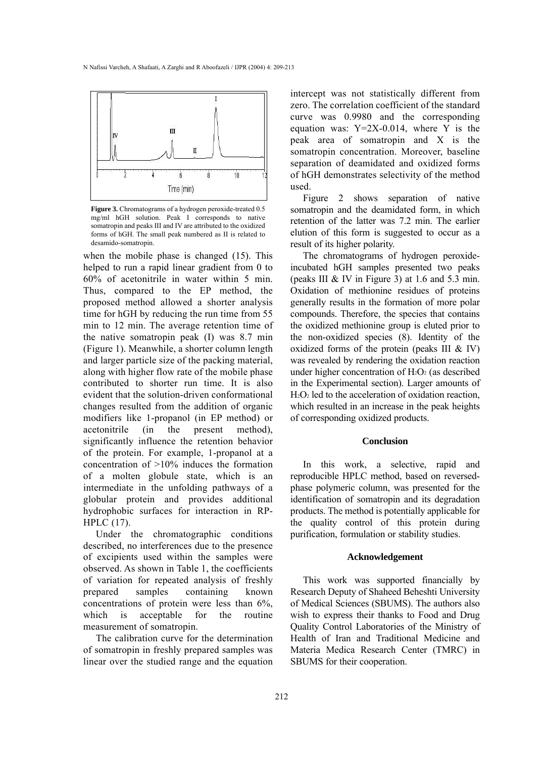**Figure 3.** Chromatograms of a hydrogen peroxide-treated 0.5 mg/ml hGH solution. Peak I corresponds to native somatropin and peaks III and IV are attributed to the oxidized forms of hGH. The small peak numbered as II is related to desamido-somatropin.

when the mobile phase is changed (15). This helped to run a rapid linear gradient from 0 to 60% of acetonitrile in water within 5 min. Thus, compared to the EP method, the proposed method allowed a shorter analysis time for hGH by reducing the run time from 55 min to 12 min. The average retention time of the native somatropin peak (I) was 8.7 min (Figure 1). Meanwhile, a shorter column length and larger particle size of the packing material, along with higher flow rate of the mobile phase contributed to shorter run time. It is also evident that the solution-driven conformational changes resulted from the addition of organic modifiers like 1-propanol (in EP method) or acetonitrile (in the present method), significantly influence the retention behavior of the protein. For example, 1-propanol at a concentration of >10% induces the formation of a molten globule state, which is an intermediate in the unfolding pathways of a globular protein and provides additional hydrophobic surfaces for interaction in RP-HPLC (17).

Under the chromatographic conditions described, no interferences due to the presence of excipients used within the samples were observed. As shown in Table 1, the coefficients of variation for repeated analysis of freshly prepared samples containing known concentrations of protein were less than 6%, which is acceptable for the routine measurement of somatropin.

The calibration curve for the determination of somatropin in freshly prepared samples was linear over the studied range and the equation intercept was not statistically different from zero. The correlation coefficient of the standard curve was 0.9980 and the corresponding equation was: $Y=2X-0.014$, where Y is the peak area of somatropin and X is the somatropin concentration. Moreover, baseline separation of deamidated and oxidized forms of hGH demonstrates selectivity of the method used.

Figure 2 shows separation of native somatropin and the deamidated form, in which retention of the latter was 7.2 min. The earlier elution of this form is suggested to occur as a result of its higher polarity.

The chromatograms of hydrogen peroxide-incubated hGH samples presented two peaks (peaks III & IV in Figure 3) at 1.6 and 5.3 min. Oxidation of methionine residues of proteins generally results in the formation of more polar compounds. Therefore, the species that contains the oxidized methionine group is eluted prior to the non-oxidized species (8). Identity of the oxidized forms of the protein (peaks III & IV) was revealed by rendering the oxidation reaction under higher concentration of $H_2O_2$ (as described in the Experimental section). Larger amounts of $H_2O_2$ led to the acceleration of oxidation reaction, which resulted in an increase in the peak heights of corresponding oxidized products.

## Conclusion

In this work, a selective, rapid and reproducible HPLC method, based on reversed-phase polymeric column, was presented for the identification of somatropin and its degradation products. The method is potentially applicable for the quality control of this protein during purification, formulation or stability studies.

## Acknowledgement

This work was supported financially by Research Deputy of Shaheed Beheshti University of Medical Sciences (SBUMS). The authors also wish to express their thanks to Food and Drug Quality Control Laboratories of the Ministry of Health of Iran and Traditional Medicine and Materia Medica Research Center (TMRC) in SBUMS for their cooperation.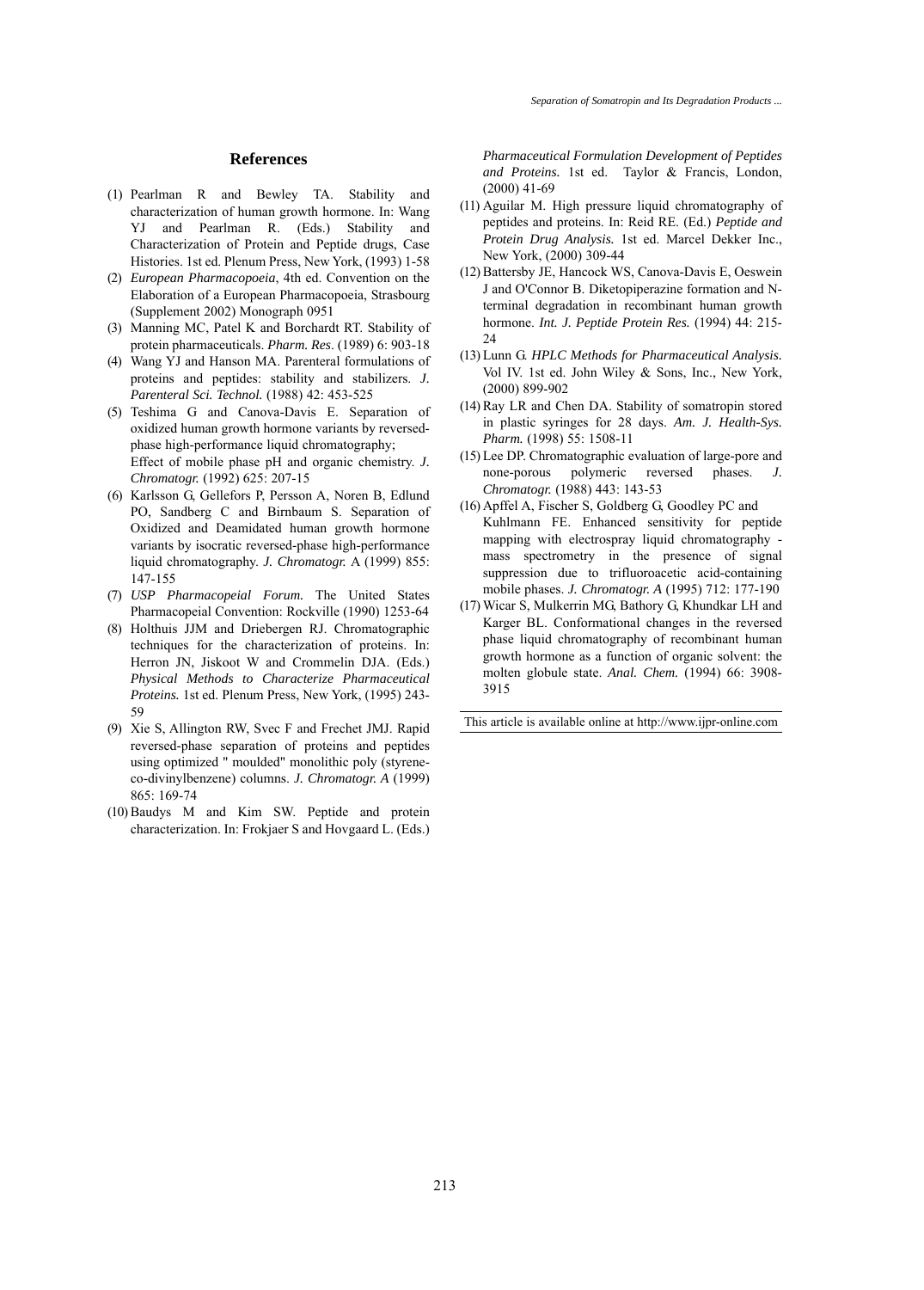## References

(1) Pearlman R and Bewley TA. Stability and characterization of human growth hormone. In: Wang YJ and Pearlman R. (Eds.) Stability and Characterization of Protein and Peptide drugs, Case Histories. 1st ed. Plenum Press, New York, (1993) 1-58

(2) *European Pharmacopoeia*, 4th ed. Convention on the Elaboration of a European Pharmacopoeia, Strasbourg (Supplement 2002) Monograph 0951

(3) Manning MC, Patel K and Borchardt RT. Stability of protein pharmaceuticals. *Pharm. Res*. (1989) 6: 903-18

(4) Wang YJ and Hanson MA. Parenteral formulations of proteins and peptides: stability and stabilizers. *J. Parenteral Sci. Technol.* (1988) 42: 453-525

(5) Teshima G and Canova-Davis E. Separation of oxidized human growth hormone variants by reversed-phase high-performance liquid chromatography; Effect of mobile phase pH and organic chemistry. *J. Chromatogr.* (1992) 625: 207-15

(6) Karlsson G, Gellefors P, Persson A, Noren B, Edlund PO, Sandberg C and Birnbaum S. Separation of Oxidized and Deamidated human growth hormone variants by isocratic reversed-phase high-performance liquid chromatography. *J. Chromatogr.* A (1999) 855: 147-155

(7) *USP Pharmacopeial Forum.* The United States Pharmacopeial Convention: Rockville (1990) 1253-64

(8) Holthuis JJM and Driebergen RJ. Chromatographic techniques for the characterization of proteins. In: Herron JN, Jiskoot W and Crommelin DJA. (Eds.) *Physical Methods to Characterize Pharmaceutical Proteins.* 1st ed. Plenum Press, New York, (1995) 243-59

(9) Xie S, Allington RW, Svec F and Frechet JMJ. Rapid reversed-phase separation of proteins and peptides using optimized " moulded" monolithic poly (styrene-co-divinylbenzene) columns. *J. Chromatogr. A* (1999) 865: 169-74

(10) Baudys M and Kim SW. Peptide and protein characterization. In: Frokjaer S and Hovgaard L. (Eds.) *Pharmaceutical Formulation Development of Peptides and Proteins.* 1st ed. Taylor & Francis, London, (2000) 41-69

(11) Aguilar M. High pressure liquid chromatography of peptides and proteins. In: Reid RE. (Ed.) *Peptide and Protein Drug Analysis.* 1st ed. Marcel Dekker Inc., New York, (2000) 309-44

(12) Battersby JE, Hancock WS, Canova-Davis E, Oeswein J and O'Connor B. Diketopiperazine formation and N-terminal degradation in recombinant human growth hormone. *Int. J. Peptide Protein Res.* (1994) 44: 215-24

(13) Lunn G. *HPLC Methods for Pharmaceutical Analysis.* Vol IV. 1st ed. John Wiley & Sons, Inc., New York, (2000) 899-902

(14) Ray LR and Chen DA. Stability of somatropin stored in plastic syringes for 28 days. *Am. J. Health-Sys. Pharm.* (1998) 55: 1508-11

(15) Lee DP. Chromatographic evaluation of large-pore and none-porous polymeric reversed phases. *J. Chromatogr.* (1988) 443: 143-53

(16) Apffel A, Fischer S, Goldberg G, Goodley PC and Kuhlmann FE. Enhanced sensitivity for peptide mapping with electrospray liquid chromatography - mass spectrometry in the presence of signal suppression due to trifluoroacetic acid-containing mobile phases. *J. Chromatogr. A* (1995) 712: 177-190

(17) Wicar S, Mulkerrin MG, Bathory G, Khundkar LH and Karger BL. Conformational changes in the reversed phase liquid chromatography of recombinant human growth hormone as a function of organic solvent: the molten globule state. *Anal. Chem.* (1994) 66: 3908-3915

This article is available online at http://www.ijpr-online.com